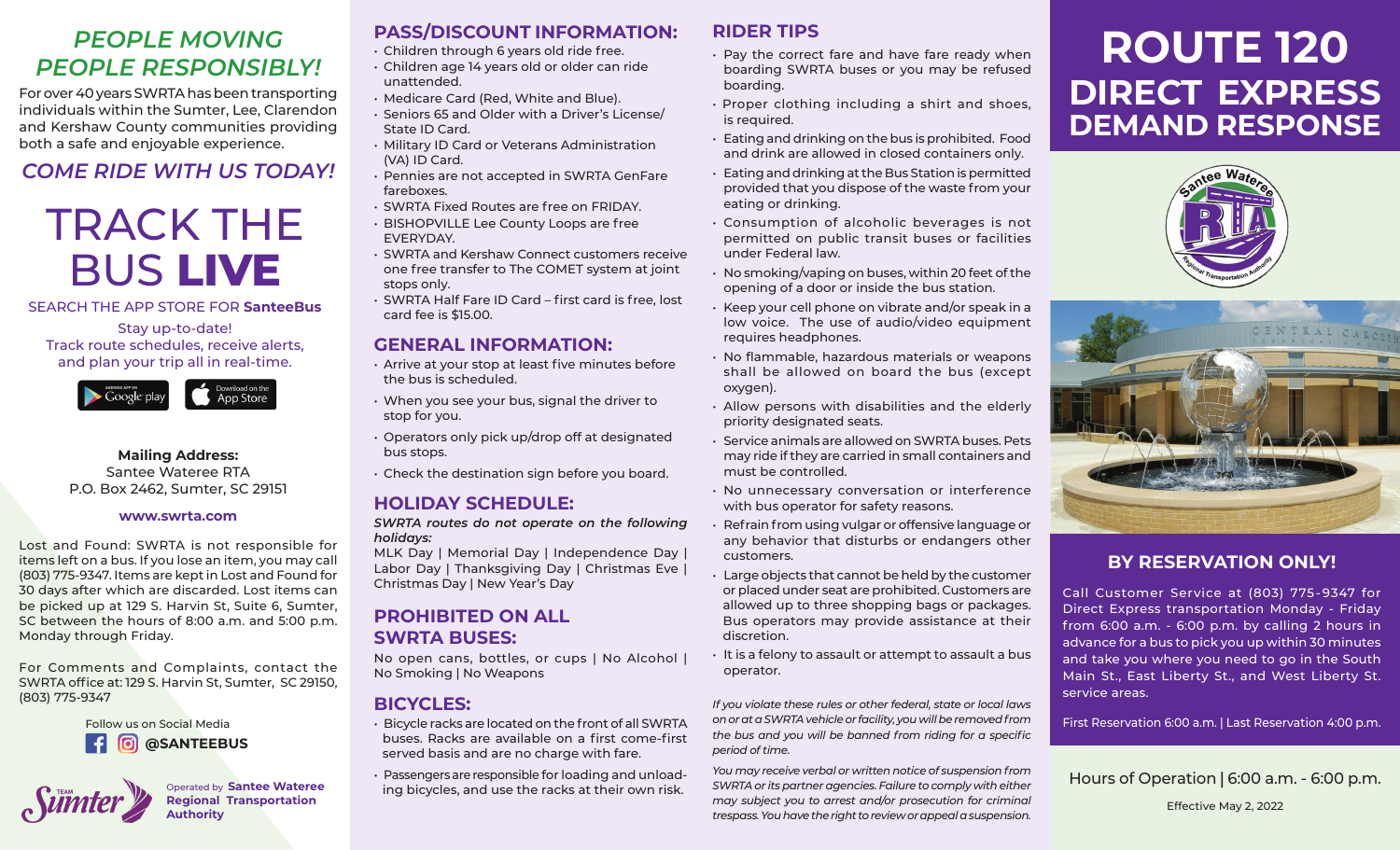## PEOPLE MOVING PEOPLE RESPONSIBLY!

For over 40 years SWRTA has been transporting individuals within the Sumter, Lee, Clarendon and Kershaw County communities providing both a safe and enjoyable experience.

### COME RIDE WITH US TODAY!

# TRACK THE BUS **LIVE**

SEARCH THE APP STORE FOR **SanteeBus**

Stay up-to-date!
Track route schedules, receive alerts, and plan your trip all in real-time.

ANDROID APP ON Google play | Download on the App Store

**Mailing Address:**
Santee Wateree RTA
P.O. Box 2462, Sumter, SC 29151

**www.swrta.com**

Lost and Found: SWRTA is not responsible for items left on a bus. If you lose an item, you may call (803) 775-9347. Items are kept in Lost and Found for 30 days after which are discarded. Lost items can be picked up at 129 S. Harvin St, Suite 6, Sumter, SC between the hours of 8:00 a.m. and 5:00 p.m. Monday through Friday.

For Comments and Complaints, contact the SWRTA office at: 129 S. Harvin St, Sumter, SC 29150, (803) 775-9347

Follow us on Social Media
**@SANTEEBUS**

TEAM Sumter — Operated by **Santee Wateree Regional Transportation Authority**

## PASS/DISCOUNT INFORMATION:

- Children through 6 years old ride free.
- Children age 14 years old or older can ride unattended.
- Medicare Card (Red, White and Blue).
- Seniors 65 and Older with a Driver's License/ State ID Card.
- Military ID Card or Veterans Administration (VA) ID Card.
- Pennies are not accepted in SWRTA GenFare fareboxes.
- SWRTA Fixed Routes are free on FRIDAY.
- BISHOPVILLE Lee County Loops are free EVERYDAY.
- SWRTA and Kershaw Connect customers receive one free transfer to The COMET system at joint stops only.
- SWRTA Half Fare ID Card – first card is free, lost card fee is $15.00.

## GENERAL INFORMATION:

- Arrive at your stop at least five minutes before the bus is scheduled.
- When you see your bus, signal the driver to stop for you.
- Operators only pick up/drop off at designated bus stops.
- Check the destination sign before you board.

## HOLIDAY SCHEDULE:

***SWRTA routes do not operate on the following holidays:***

MLK Day | Memorial Day | Independence Day | Labor Day | Thanksgiving Day | Christmas Eve | Christmas Day | New Year's Day

## PROHIBITED ON ALL SWRTA BUSES:

No open cans, bottles, or cups | No Alcohol | No Smoking | No Weapons

## BICYCLES:

- Bicycle racks are located on the front of all SWRTA buses. Racks are available on a first come-first served basis and are no charge with fare.
- Passengers are responsible for loading and unloading bicycles, and use the racks at their own risk.

## RIDER TIPS

- Pay the correct fare and have fare ready when boarding SWRTA buses or you may be refused boarding.
- Proper clothing including a shirt and shoes, is required.
- Eating and drinking on the bus is prohibited. Food and drink are allowed in closed containers only.
- Eating and drinking at the Bus Station is permitted provided that you dispose of the waste from your eating or drinking.
- Consumption of alcoholic beverages is not permitted on public transit buses or facilities under Federal law.
- No smoking/vaping on buses, within 20 feet of the opening of a door or inside the bus station.
- Keep your cell phone on vibrate and/or speak in a low voice. The use of audio/video equipment requires headphones.
- No flammable, hazardous materials or weapons shall be allowed on board the bus (except oxygen).
- Allow persons with disabilities and the elderly priority designated seats.
- Service animals are allowed on SWRTA buses. Pets may ride if they are carried in small containers and must be controlled.
- No unnecessary conversation or interference with bus operator for safety reasons.
- Refrain from using vulgar or offensive language or any behavior that disturbs or endangers other customers.
- Large objects that cannot be held by the customer or placed under seat are prohibited. Customers are allowed up to three shopping bags or packages. Bus operators may provide assistance at their discretion.
- It is a felony to assault or attempt to assault a bus operator.

*If you violate these rules or other federal, state or local laws on or at a SWRTA vehicle or facility, you will be removed from the bus and you will be banned from riding for a specific period of time.*

*You may receive verbal or written notice of suspension from SWRTA or its partner agencies. Failure to comply with either may subject you to arrest and/or prosecution for criminal trespass. You have the right to review or appeal a suspension.*

# ROUTE 120 DIRECT EXPRESS DEMAND RESPONSE

## BY RESERVATION ONLY!

Call Customer Service at (803) 775-9347 for Direct Express transportation Monday - Friday from 6:00 a.m. - 6:00 p.m. by calling 2 hours in advance for a bus to pick you up within 30 minutes and take you where you need to go in the South Main St., East Liberty St., and West Liberty St. service areas.

First Reservation 6:00 a.m. | Last Reservation 4:00 p.m.

Hours of Operation | 6:00 a.m. - 6:00 p.m.

Effective May 2, 2022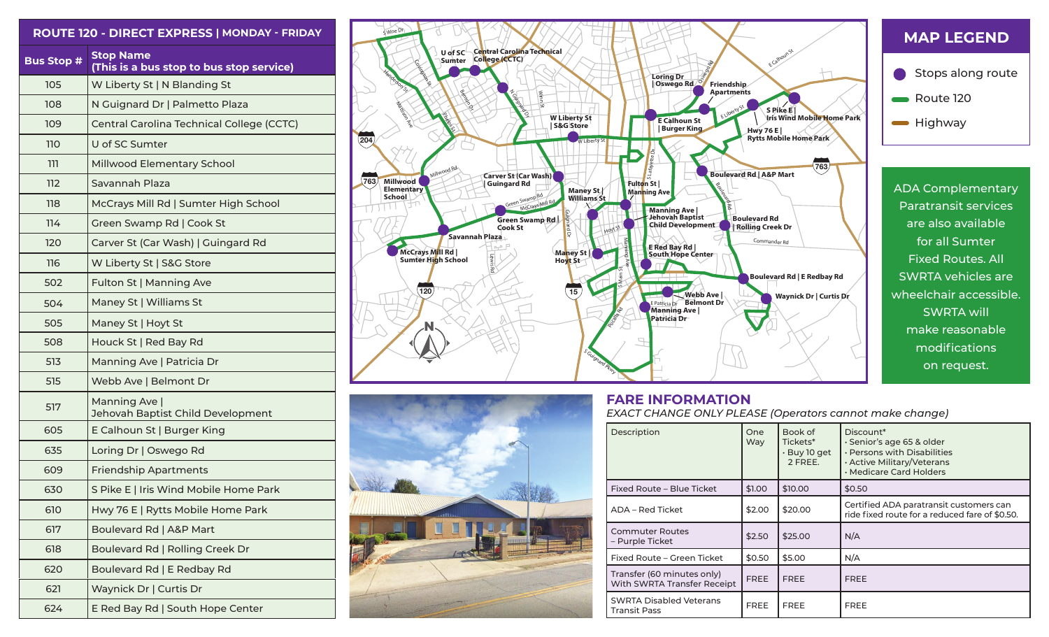## ROUTE 120 - DIRECT EXPRESS | MONDAY - FRIDAY

| Bus Stop # | Stop Name (This is a bus stop to bus stop service) |
|---|---|
| 105 | W Liberty St \| N Blanding St |
| 108 | N Guignard Dr \| Palmetto Plaza |
| 109 | Central Carolina Technical College (CCTC) |
| 110 | U of SC Sumter |
| 111 | Millwood Elementary School |
| 112 | Savannah Plaza |
| 118 | McCrays Mill Rd \| Sumter High School |
| 114 | Green Swamp Rd \| Cook St |
| 120 | Carver St (Car Wash) \| Guingard Rd |
| 116 | W Liberty St \| S&G Store |
| 502 | Fulton St \| Manning Ave |
| 504 | Maney St \| Williams St |
| 505 | Maney St \| Hoyt St |
| 508 | Houck St \| Red Bay Rd |
| 513 | Manning Ave \| Patricia Dr |
| 515 | Webb Ave \| Belmont Dr |
| 517 | Manning Ave \| Jehovah Baptist Child Development |
| 605 | E Calhoun St \| Burger King |
| 635 | Loring Dr \| Oswego Rd |
| 609 | Friendship Apartments |
| 630 | S Pike E \| Iris Wind Mobile Home Park |
| 610 | Hwy 76 E \| Rytts Mobile Home Park |
| 617 | Boulevard Rd \| A&P Mart |
| 618 | Boulevard Rd \| Rolling Creek Dr |
| 620 | Boulevard Rd \| E Redbay Rd |
| 621 | Waynick Dr \| Curtis Dr |
| 624 | E Red Bay Rd \| South Hope Center |

## MAP LEGEND

- Stops along route
- Route 120
- Highway

ADA Complementary Paratransit services are also available for all Sumter Fixed Routes. All SWRTA vehicles are wheelchair accessible. SWRTA will make reasonable modifications on request.

## FARE INFORMATION

*EXACT CHANGE ONLY PLEASE (Operators cannot make change)*

| Description | One Way | Book of Tickets* · Buy 10 get 2 FREE. | Discount* · Senior's age 65 & older · Persons with Disabilities · Active Military/Veterans · Medicare Card Holders |
|---|---|---|---|
| Fixed Route – Blue Ticket | $1.00 | $10.00 | $0.50 |
| ADA – Red Ticket | $2.00 | $20.00 | Certified ADA paratransit customers can ride fixed route for a reduced fare of $0.50. |
| Commuter Routes – Purple Ticket | $2.50 | $25.00 | N/A |
| Fixed Route – Green Ticket | $0.50 | $5.00 | N/A |
| Transfer (60 minutes only) With SWRTA Transfer Receipt | FREE | FREE | FREE |
| SWRTA Disabled Veterans Transit Pass | FREE | FREE | FREE |